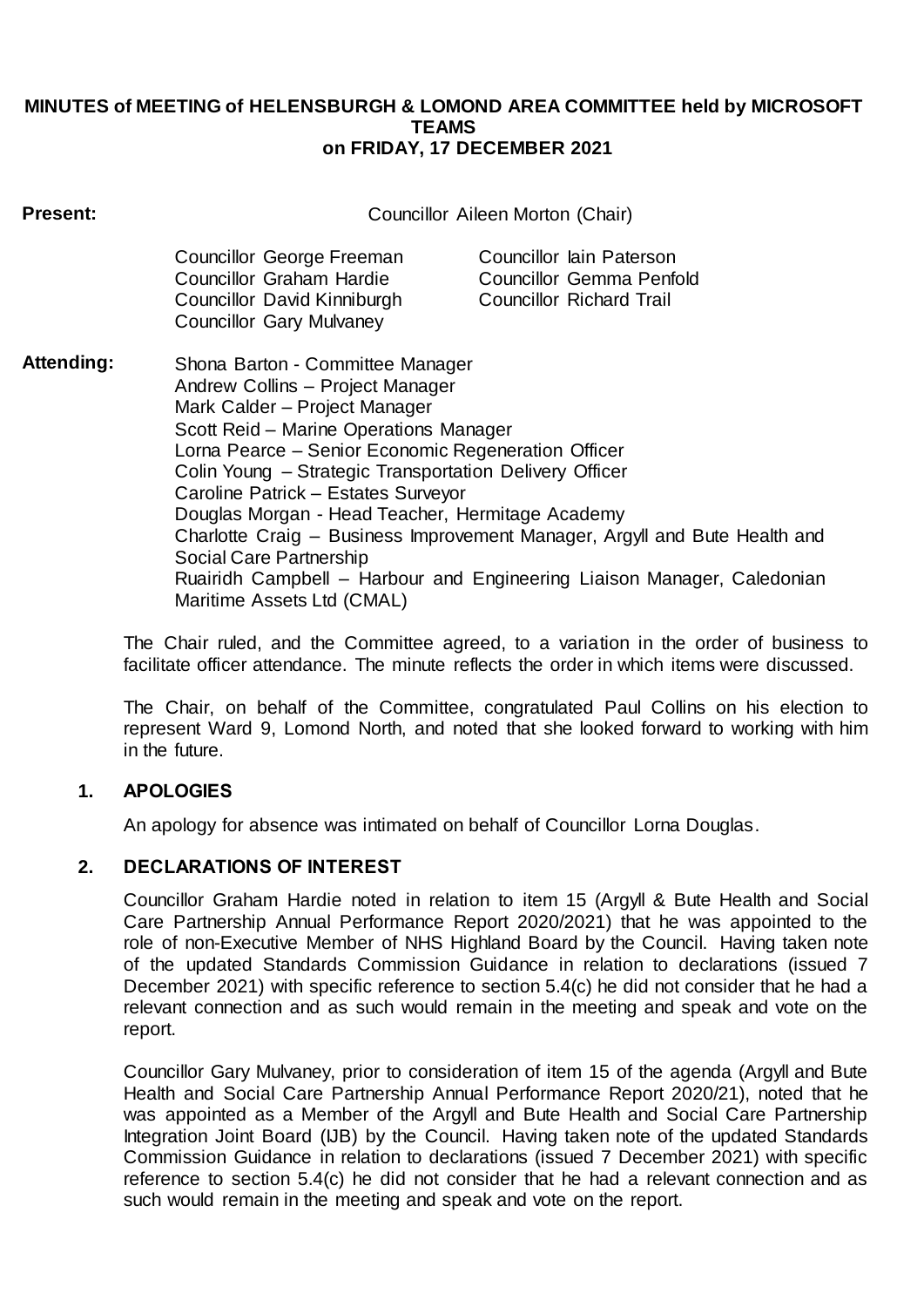**MINUTES of MEETING of HELENSBURGH & LOMOND AREA COMMITTEE held by MICROSOFT TEAMS on FRIDAY, 17 DECEMBER 2021**

**Present:** Councillor Aileen Morton (Chair)

Councillor George Freeman
Councillor Graham Hardie
Councillor David Kinniburgh
Councillor Gary Mulvaney
Councillor Iain Paterson
Councillor Gemma Penfold
Councillor Richard Trail

**Attending:**
Shona Barton - Committee Manager
Andrew Collins – Project Manager
Mark Calder – Project Manager
Scott Reid – Marine Operations Manager
Lorna Pearce – Senior Economic Regeneration Officer
Colin Young – Strategic Transportation Delivery Officer
Caroline Patrick – Estates Surveyor
Douglas Morgan - Head Teacher, Hermitage Academy
Charlotte Craig – Business Improvement Manager, Argyll and Bute Health and Social Care Partnership
Ruairidh Campbell – Harbour and Engineering Liaison Manager, Caledonian Maritime Assets Ltd (CMAL)

The Chair ruled, and the Committee agreed, to a variation in the order of business to facilitate officer attendance. The minute reflects the order in which items were discussed.

The Chair, on behalf of the Committee, congratulated Paul Collins on his election to represent Ward 9, Lomond North, and noted that she looked forward to working with him in the future.

**1. APOLOGIES**

An apology for absence was intimated on behalf of Councillor Lorna Douglas.

**2. DECLARATIONS OF INTEREST**

Councillor Graham Hardie noted in relation to item 15 (Argyll & Bute Health and Social Care Partnership Annual Performance Report 2020/2021) that he was appointed to the role of non-Executive Member of NHS Highland Board by the Council. Having taken note of the updated Standards Commission Guidance in relation to declarations (issued 7 December 2021) with specific reference to section 5.4(c) he did not consider that he had a relevant connection and as such would remain in the meeting and speak and vote on the report.

Councillor Gary Mulvaney, prior to consideration of item 15 of the agenda (Argyll and Bute Health and Social Care Partnership Annual Performance Report 2020/21), noted that he was appointed as a Member of the Argyll and Bute Health and Social Care Partnership Integration Joint Board (IJB) by the Council. Having taken note of the updated Standards Commission Guidance in relation to declarations (issued 7 December 2021) with specific reference to section 5.4(c) he did not consider that he had a relevant connection and as such would remain in the meeting and speak and vote on the report.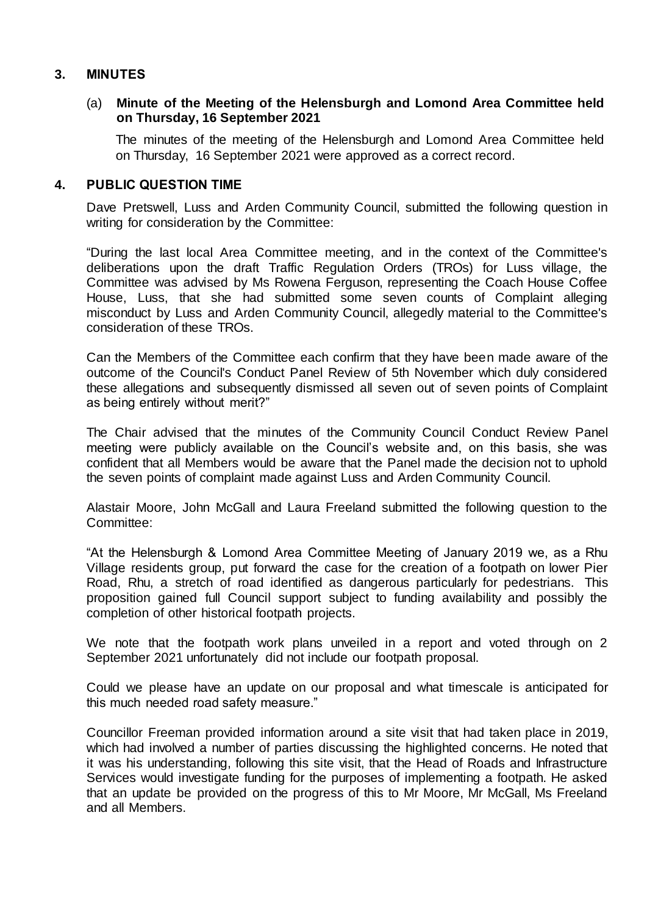## 3. MINUTES

### (a) Minute of the Meeting of the Helensburgh and Lomond Area Committee held on Thursday, 16 September 2021

The minutes of the meeting of the Helensburgh and Lomond Area Committee held on Thursday, 16 September 2021 were approved as a correct record.

## 4. PUBLIC QUESTION TIME

Dave Pretswell, Luss and Arden Community Council, submitted the following question in writing for consideration by the Committee:

"During the last local Area Committee meeting, and in the context of the Committee's deliberations upon the draft Traffic Regulation Orders (TROs) for Luss village, the Committee was advised by Ms Rowena Ferguson, representing the Coach House Coffee House, Luss, that she had submitted some seven counts of Complaint alleging misconduct by Luss and Arden Community Council, allegedly material to the Committee's consideration of these TROs.

Can the Members of the Committee each confirm that they have been made aware of the outcome of the Council's Conduct Panel Review of 5th November which duly considered these allegations and subsequently dismissed all seven out of seven points of Complaint as being entirely without merit?"

The Chair advised that the minutes of the Community Council Conduct Review Panel meeting were publicly available on the Council's website and, on this basis, she was confident that all Members would be aware that the Panel made the decision not to uphold the seven points of complaint made against Luss and Arden Community Council.

Alastair Moore, John McGall and Laura Freeland submitted the following question to the Committee:

"At the Helensburgh & Lomond Area Committee Meeting of January 2019 we, as a Rhu Village residents group, put forward the case for the creation of a footpath on lower Pier Road, Rhu, a stretch of road identified as dangerous particularly for pedestrians. This proposition gained full Council support subject to funding availability and possibly the completion of other historical footpath projects.

We note that the footpath work plans unveiled in a report and voted through on 2 September 2021 unfortunately did not include our footpath proposal.

Could we please have an update on our proposal and what timescale is anticipated for this much needed road safety measure."

Councillor Freeman provided information around a site visit that had taken place in 2019, which had involved a number of parties discussing the highlighted concerns. He noted that it was his understanding, following this site visit, that the Head of Roads and Infrastructure Services would investigate funding for the purposes of implementing a footpath. He asked that an update be provided on the progress of this to Mr Moore, Mr McGall, Ms Freeland and all Members.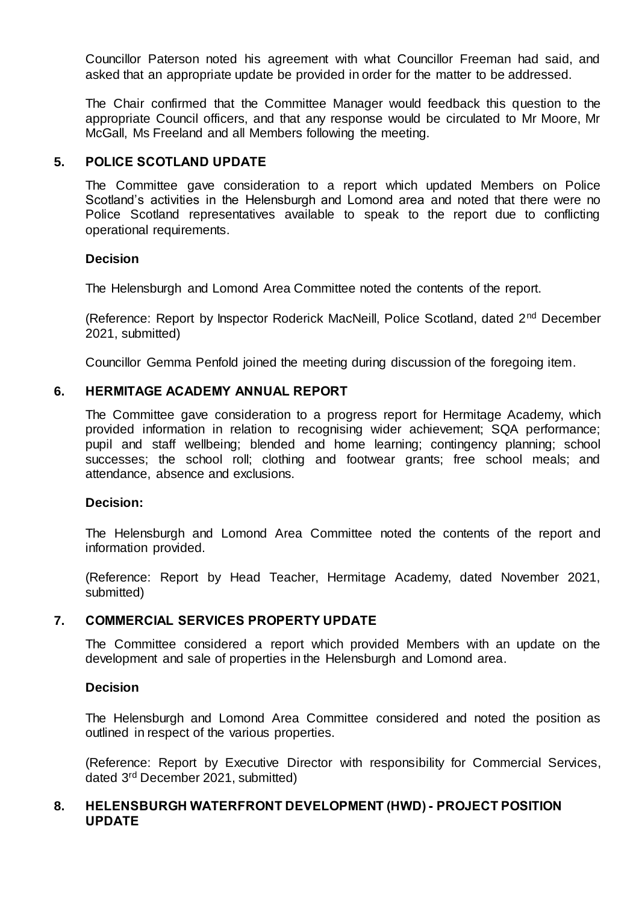Councillor Paterson noted his agreement with what Councillor Freeman had said, and asked that an appropriate update be provided in order for the matter to be addressed.

The Chair confirmed that the Committee Manager would feedback this question to the appropriate Council officers, and that any response would be circulated to Mr Moore, Mr McGall, Ms Freeland and all Members following the meeting.

## 5. POLICE SCOTLAND UPDATE

The Committee gave consideration to a report which updated Members on Police Scotland's activities in the Helensburgh and Lomond area and noted that there were no Police Scotland representatives available to speak to the report due to conflicting operational requirements.

**Decision**

The Helensburgh and Lomond Area Committee noted the contents of the report.

(Reference: Report by Inspector Roderick MacNeill, Police Scotland, dated 2nd December 2021, submitted)

Councillor Gemma Penfold joined the meeting during discussion of the foregoing item.

## 6. HERMITAGE ACADEMY ANNUAL REPORT

The Committee gave consideration to a progress report for Hermitage Academy, which provided information in relation to recognising wider achievement; SQA performance; pupil and staff wellbeing; blended and home learning; contingency planning; school successes; the school roll; clothing and footwear grants; free school meals; and attendance, absence and exclusions.

**Decision:**

The Helensburgh and Lomond Area Committee noted the contents of the report and information provided.

(Reference: Report by Head Teacher, Hermitage Academy, dated November 2021, submitted)

## 7. COMMERCIAL SERVICES PROPERTY UPDATE

The Committee considered a report which provided Members with an update on the development and sale of properties in the Helensburgh and Lomond area.

**Decision**

The Helensburgh and Lomond Area Committee considered and noted the position as outlined in respect of the various properties.

(Reference: Report by Executive Director with responsibility for Commercial Services, dated 3rd December 2021, submitted)

## 8. HELENSBURGH WATERFRONT DEVELOPMENT (HWD) - PROJECT POSITION UPDATE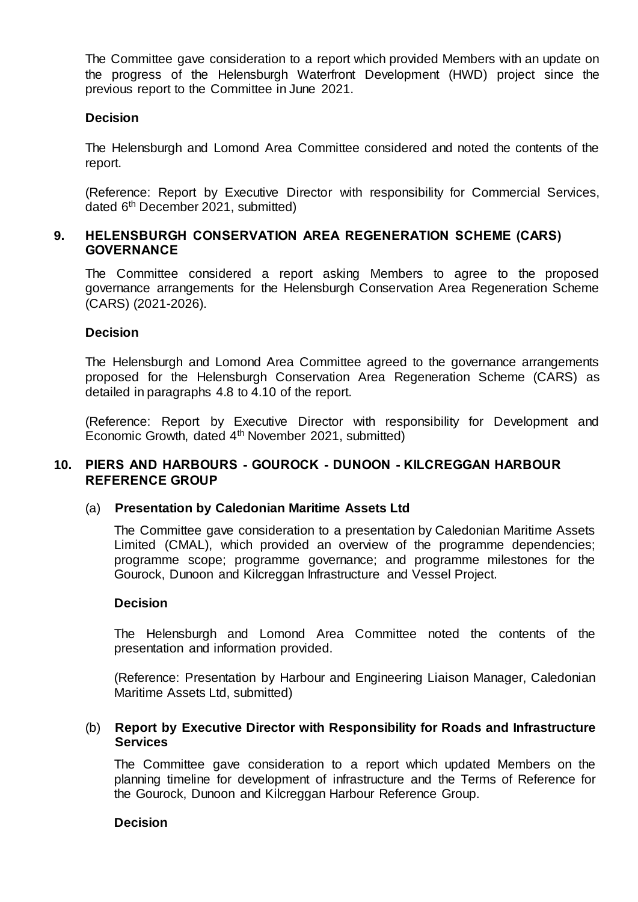The Committee gave consideration to a report which provided Members with an update on the progress of the Helensburgh Waterfront Development (HWD) project since the previous report to the Committee in June 2021.

**Decision**

The Helensburgh and Lomond Area Committee considered and noted the contents of the report.

(Reference: Report by Executive Director with responsibility for Commercial Services, dated 6th December 2021, submitted)

## 9. HELENSBURGH CONSERVATION AREA REGENERATION SCHEME (CARS) GOVERNANCE

The Committee considered a report asking Members to agree to the proposed governance arrangements for the Helensburgh Conservation Area Regeneration Scheme (CARS) (2021-2026).

**Decision**

The Helensburgh and Lomond Area Committee agreed to the governance arrangements proposed for the Helensburgh Conservation Area Regeneration Scheme (CARS) as detailed in paragraphs 4.8 to 4.10 of the report.

(Reference: Report by Executive Director with responsibility for Development and Economic Growth, dated 4th November 2021, submitted)

## 10. PIERS AND HARBOURS - GOUROCK - DUNOON - KILCREGGAN HARBOUR REFERENCE GROUP

### (a) Presentation by Caledonian Maritime Assets Ltd

The Committee gave consideration to a presentation by Caledonian Maritime Assets Limited (CMAL), which provided an overview of the programme dependencies; programme scope; programme governance; and programme milestones for the Gourock, Dunoon and Kilcreggan Infrastructure and Vessel Project.

**Decision**

The Helensburgh and Lomond Area Committee noted the contents of the presentation and information provided.

(Reference: Presentation by Harbour and Engineering Liaison Manager, Caledonian Maritime Assets Ltd, submitted)

### (b) Report by Executive Director with Responsibility for Roads and Infrastructure Services

The Committee gave consideration to a report which updated Members on the planning timeline for development of infrastructure and the Terms of Reference for the Gourock, Dunoon and Kilcreggan Harbour Reference Group.

**Decision**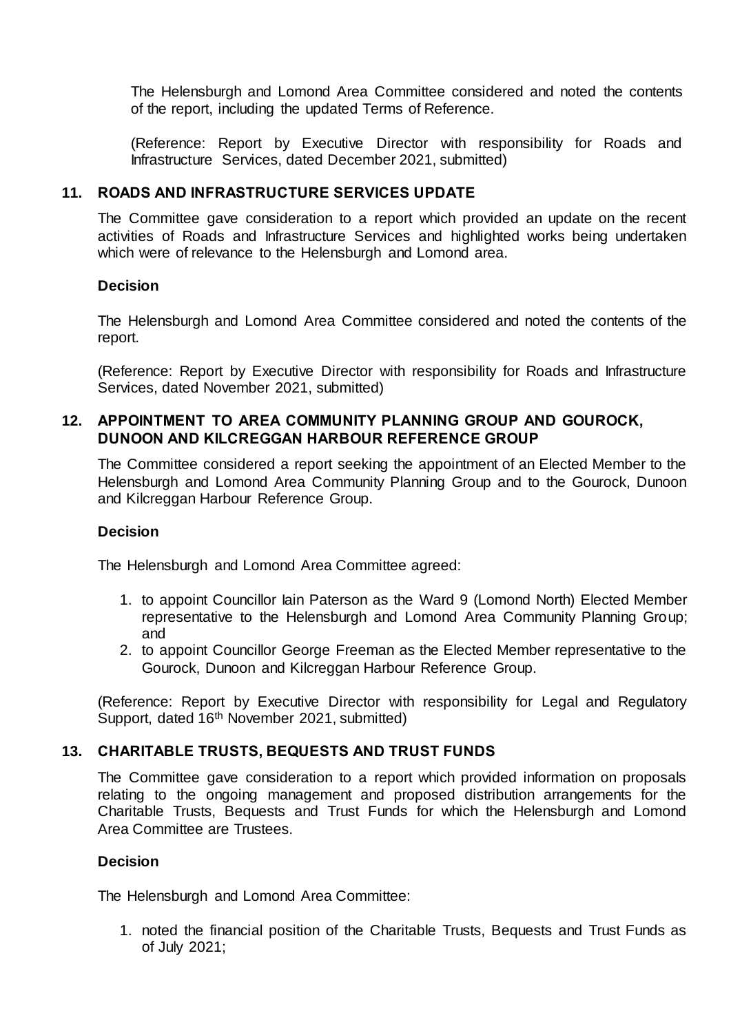The Helensburgh and Lomond Area Committee considered and noted the contents of the report, including the updated Terms of Reference.

(Reference: Report by Executive Director with responsibility for Roads and Infrastructure Services, dated December 2021, submitted)

## 11. ROADS AND INFRASTRUCTURE SERVICES UPDATE

The Committee gave consideration to a report which provided an update on the recent activities of Roads and Infrastructure Services and highlighted works being undertaken which were of relevance to the Helensburgh and Lomond area.

**Decision**

The Helensburgh and Lomond Area Committee considered and noted the contents of the report.

(Reference: Report by Executive Director with responsibility for Roads and Infrastructure Services, dated November 2021, submitted)

## 12. APPOINTMENT TO AREA COMMUNITY PLANNING GROUP AND GOUROCK, DUNOON AND KILCREGGAN HARBOUR REFERENCE GROUP

The Committee considered a report seeking the appointment of an Elected Member to the Helensburgh and Lomond Area Community Planning Group and to the Gourock, Dunoon and Kilcreggan Harbour Reference Group.

**Decision**

The Helensburgh and Lomond Area Committee agreed:

1. to appoint Councillor Iain Paterson as the Ward 9 (Lomond North) Elected Member representative to the Helensburgh and Lomond Area Community Planning Group; and
2. to appoint Councillor George Freeman as the Elected Member representative to the Gourock, Dunoon and Kilcreggan Harbour Reference Group.

(Reference: Report by Executive Director with responsibility for Legal and Regulatory Support, dated 16th November 2021, submitted)

## 13. CHARITABLE TRUSTS, BEQUESTS AND TRUST FUNDS

The Committee gave consideration to a report which provided information on proposals relating to the ongoing management and proposed distribution arrangements for the Charitable Trusts, Bequests and Trust Funds for which the Helensburgh and Lomond Area Committee are Trustees.

**Decision**

The Helensburgh and Lomond Area Committee:

1. noted the financial position of the Charitable Trusts, Bequests and Trust Funds as of July 2021;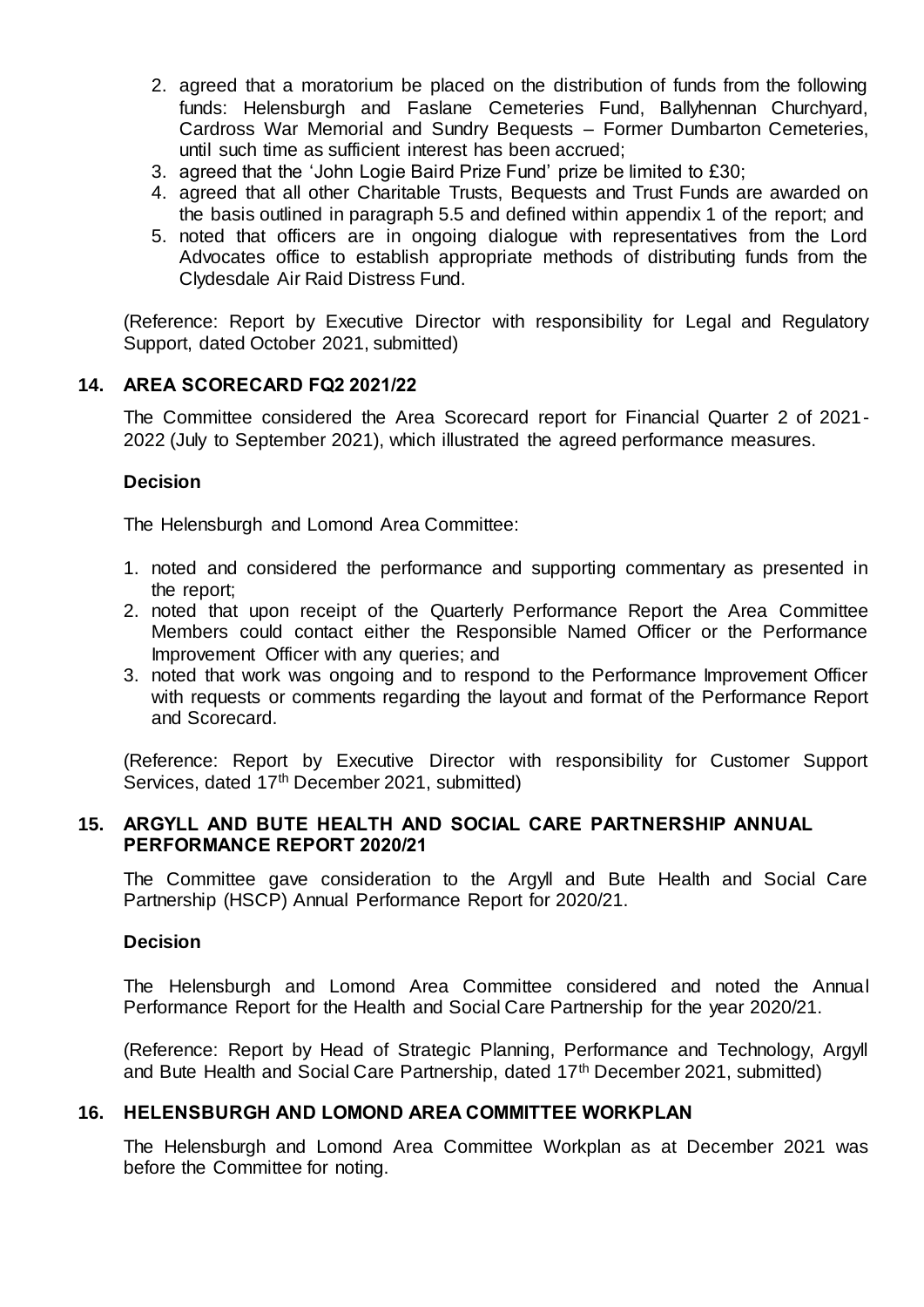2. agreed that a moratorium be placed on the distribution of funds from the following funds: Helensburgh and Faslane Cemeteries Fund, Ballyhennan Churchyard, Cardross War Memorial and Sundry Bequests – Former Dumbarton Cemeteries, until such time as sufficient interest has been accrued;
3. agreed that the 'John Logie Baird Prize Fund' prize be limited to £30;
4. agreed that all other Charitable Trusts, Bequests and Trust Funds are awarded on the basis outlined in paragraph 5.5 and defined within appendix 1 of the report; and
5. noted that officers are in ongoing dialogue with representatives from the Lord Advocates office to establish appropriate methods of distributing funds from the Clydesdale Air Raid Distress Fund.

(Reference: Report by Executive Director with responsibility for Legal and Regulatory Support, dated October 2021, submitted)

## 14. AREA SCORECARD FQ2 2021/22

The Committee considered the Area Scorecard report for Financial Quarter 2 of 2021-2022 (July to September 2021), which illustrated the agreed performance measures.

### Decision

The Helensburgh and Lomond Area Committee:

1. noted and considered the performance and supporting commentary as presented in the report;
2. noted that upon receipt of the Quarterly Performance Report the Area Committee Members could contact either the Responsible Named Officer or the Performance Improvement Officer with any queries; and
3. noted that work was ongoing and to respond to the Performance Improvement Officer with requests or comments regarding the layout and format of the Performance Report and Scorecard.

(Reference: Report by Executive Director with responsibility for Customer Support Services, dated 17th December 2021, submitted)

## 15. ARGYLL AND BUTE HEALTH AND SOCIAL CARE PARTNERSHIP ANNUAL PERFORMANCE REPORT 2020/21

The Committee gave consideration to the Argyll and Bute Health and Social Care Partnership (HSCP) Annual Performance Report for 2020/21.

### Decision

The Helensburgh and Lomond Area Committee considered and noted the Annual Performance Report for the Health and Social Care Partnership for the year 2020/21.

(Reference: Report by Head of Strategic Planning, Performance and Technology, Argyll and Bute Health and Social Care Partnership, dated 17th December 2021, submitted)

## 16. HELENSBURGH AND LOMOND AREA COMMITTEE WORKPLAN

The Helensburgh and Lomond Area Committee Workplan as at December 2021 was before the Committee for noting.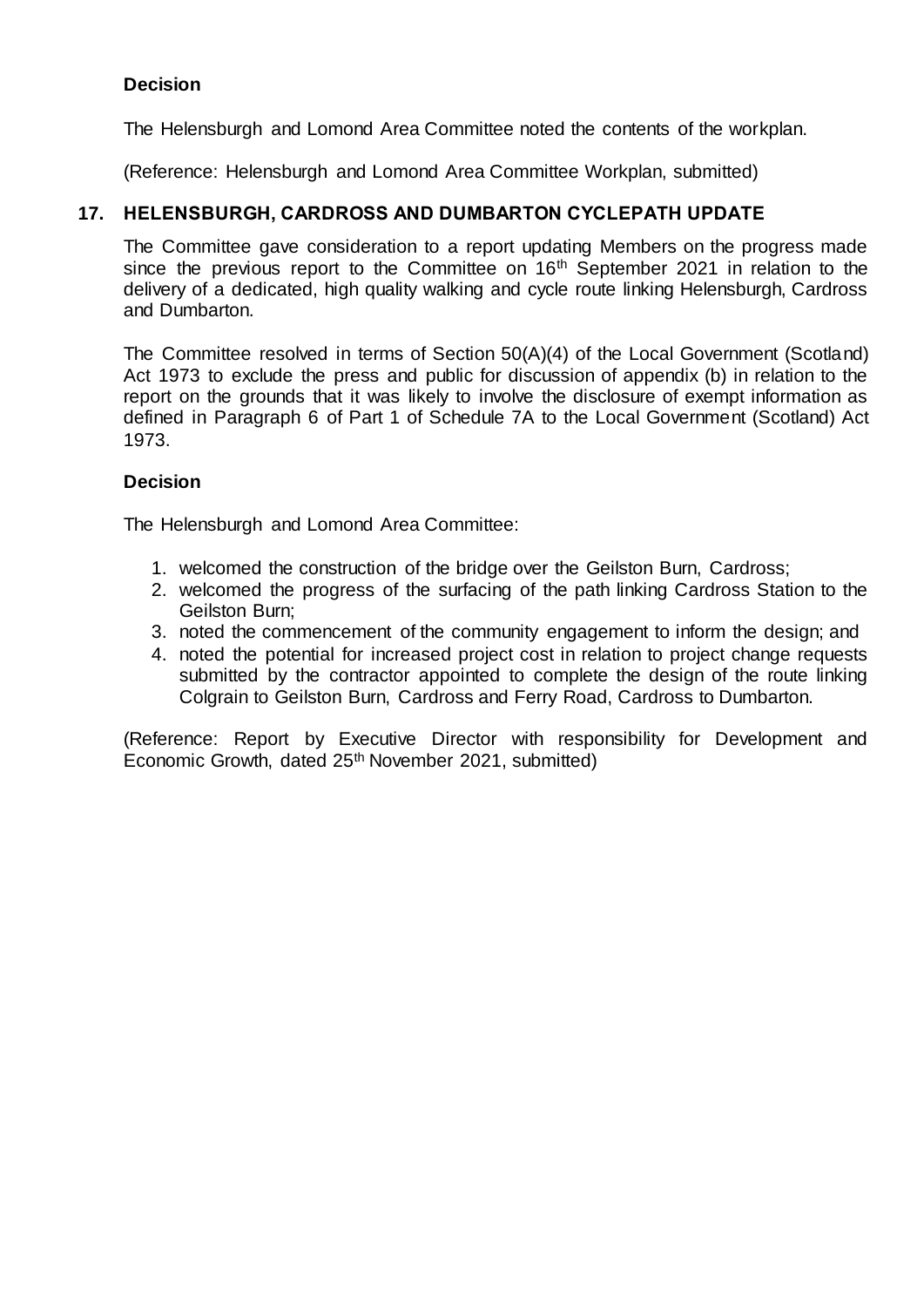**Decision**

The Helensburgh and Lomond Area Committee noted the contents of the workplan.

(Reference: Helensburgh and Lomond Area Committee Workplan, submitted)

## 17. HELENSBURGH, CARDROSS AND DUMBARTON CYCLEPATH UPDATE

The Committee gave consideration to a report updating Members on the progress made since the previous report to the Committee on 16th September 2021 in relation to the delivery of a dedicated, high quality walking and cycle route linking Helensburgh, Cardross and Dumbarton.

The Committee resolved in terms of Section 50(A)(4) of the Local Government (Scotland) Act 1973 to exclude the press and public for discussion of appendix (b) in relation to the report on the grounds that it was likely to involve the disclosure of exempt information as defined in Paragraph 6 of Part 1 of Schedule 7A to the Local Government (Scotland) Act 1973.

**Decision**

The Helensburgh and Lomond Area Committee:

1. welcomed the construction of the bridge over the Geilston Burn, Cardross;
2. welcomed the progress of the surfacing of the path linking Cardross Station to the Geilston Burn;
3. noted the commencement of the community engagement to inform the design; and
4. noted the potential for increased project cost in relation to project change requests submitted by the contractor appointed to complete the design of the route linking Colgrain to Geilston Burn, Cardross and Ferry Road, Cardross to Dumbarton.

(Reference: Report by Executive Director with responsibility for Development and Economic Growth, dated 25th November 2021, submitted)